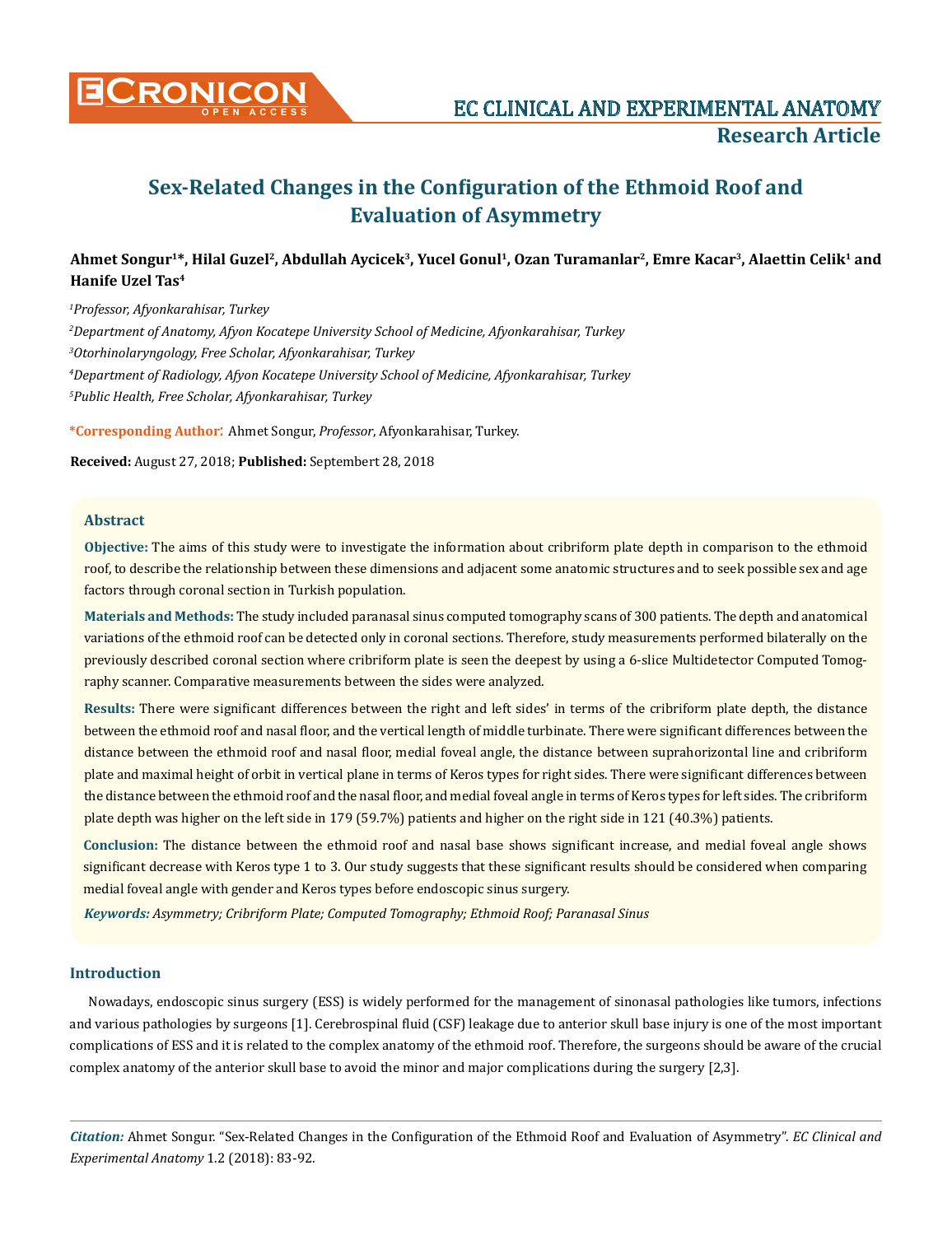# Sex-Related Changes in the Configuration of the Ethmoid Roof and Evaluation of Asymmetry

**Ahmet Songur[1]*, Hilal Guzel[2], Abdullah Aycicek[3], Yucel Gonul[1], Ozan Turamanlar[2], Emre Kacar[3], Alaettin Celik[1] and Hanife Uzel Tas[4]**

[1]*Professor, Afyonkarahisar, Turkey*

[2]*Department of Anatomy, Afyon Kocatepe University School of Medicine, Afyonkarahisar, Turkey*

[3]*Otorhinolaryngology, Free Scholar, Afyonkarahisar, Turkey*

[4]*Department of Radiology, Afyon Kocatepe University School of Medicine, Afyonkarahisar, Turkey*

[5]*Public Health, Free Scholar, Afyonkarahisar, Turkey*

**\*Corresponding Author:** Ahmet Songur, *Professor*, Afyonkarahisar, Turkey.

**Received:** August 27, 2018; **Published:** Septembert 28, 2018

## Abstract

**Objective:** The aims of this study were to investigate the information about cribriform plate depth in comparison to the ethmoid roof, to describe the relationship between these dimensions and adjacent some anatomic structures and to seek possible sex and age factors through coronal section in Turkish population.

**Materials and Methods:** The study included paranasal sinus computed tomography scans of 300 patients. The depth and anatomical variations of the ethmoid roof can be detected only in coronal sections. Therefore, study measurements performed bilaterally on the previously described coronal section where cribriform plate is seen the deepest by using a 6-slice Multidetector Computed Tomography scanner. Comparative measurements between the sides were analyzed.

**Results:** There were significant differences between the right and left sides' in terms of the cribriform plate depth, the distance between the ethmoid roof and nasal floor, and the vertical length of middle turbinate. There were significant differences between the distance between the ethmoid roof and nasal floor, medial foveal angle, the distance between suprahorizontal line and cribriform plate and maximal height of orbit in vertical plane in terms of Keros types for right sides. There were significant differences between the distance between the ethmoid roof and the nasal floor, and medial foveal angle in terms of Keros types for left sides. The cribriform plate depth was higher on the left side in 179 (59.7%) patients and higher on the right side in 121 (40.3%) patients.

**Conclusion:** The distance between the ethmoid roof and nasal base shows significant increase, and medial foveal angle shows significant decrease with Keros type 1 to 3. Our study suggests that these significant results should be considered when comparing medial foveal angle with gender and Keros types before endoscopic sinus surgery.

***Keywords:*** *Asymmetry; Cribriform Plate; Computed Tomography; Ethmoid Roof; Paranasal Sinus*

## Introduction

Nowadays, endoscopic sinus surgery (ESS) is widely performed for the management of sinonasal pathologies like tumors, infections and various pathologies by surgeons [1]. Cerebrospinal fluid (CSF) leakage due to anterior skull base injury is one of the most important complications of ESS and it is related to the complex anatomy of the ethmoid roof. Therefore, the surgeons should be aware of the crucial complex anatomy of the anterior skull base to avoid the minor and major complications during the surgery [2,3].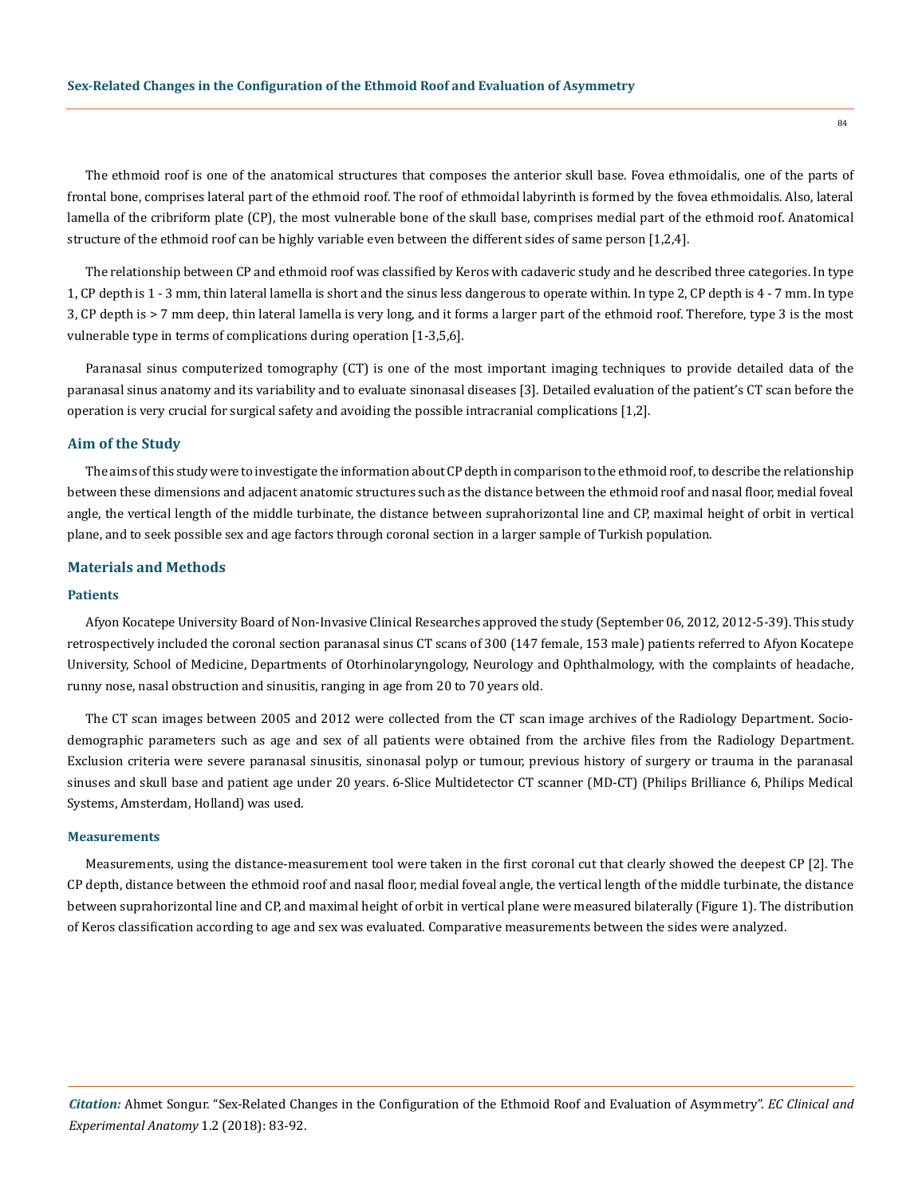The ethmoid roof is one of the anatomical structures that composes the anterior skull base. Fovea ethmoidalis, one of the parts of frontal bone, comprises lateral part of the ethmoid roof. The roof of ethmoidal labyrinth is formed by the fovea ethmoidalis. Also, lateral lamella of the cribriform plate (CP), the most vulnerable bone of the skull base, comprises medial part of the ethmoid roof. Anatomical structure of the ethmoid roof can be highly variable even between the different sides of same person [1,2,4].

The relationship between CP and ethmoid roof was classified by Keros with cadaveric study and he described three categories. In type 1, CP depth is 1 - 3 mm, thin lateral lamella is short and the sinus less dangerous to operate within. In type 2, CP depth is 4 - 7 mm. In type 3, CP depth is > 7 mm deep, thin lateral lamella is very long, and it forms a larger part of the ethmoid roof. Therefore, type 3 is the most vulnerable type in terms of complications during operation [1-3,5,6].

Paranasal sinus computerized tomography (CT) is one of the most important imaging techniques to provide detailed data of the paranasal sinus anatomy and its variability and to evaluate sinonasal diseases [3]. Detailed evaluation of the patient's CT scan before the operation is very crucial for surgical safety and avoiding the possible intracranial complications [1,2].

## Aim of the Study

The aims of this study were to investigate the information about CP depth in comparison to the ethmoid roof, to describe the relationship between these dimensions and adjacent anatomic structures such as the distance between the ethmoid roof and nasal floor, medial foveal angle, the vertical length of the middle turbinate, the distance between suprahorizontal line and CP, maximal height of orbit in vertical plane, and to seek possible sex and age factors through coronal section in a larger sample of Turkish population.

## Materials and Methods

### Patients

Afyon Kocatepe University Board of Non-Invasive Clinical Researches approved the study (September 06, 2012, 2012-5-39). This study retrospectively included the coronal section paranasal sinus CT scans of 300 (147 female, 153 male) patients referred to Afyon Kocatepe University, School of Medicine, Departments of Otorhinolaryngology, Neurology and Ophthalmology, with the complaints of headache, runny nose, nasal obstruction and sinusitis, ranging in age from 20 to 70 years old.

The CT scan images between 2005 and 2012 were collected from the CT scan image archives of the Radiology Department. Socio-demographic parameters such as age and sex of all patients were obtained from the archive files from the Radiology Department. Exclusion criteria were severe paranasal sinusitis, sinonasal polyp or tumour, previous history of surgery or trauma in the paranasal sinuses and skull base and patient age under 20 years. 6-Slice Multidetector CT scanner (MD-CT) (Philips Brilliance 6, Philips Medical Systems, Amsterdam, Holland) was used.

### Measurements

Measurements, using the distance-measurement tool were taken in the first coronal cut that clearly showed the deepest CP [2]. The CP depth, distance between the ethmoid roof and nasal floor, medial foveal angle, the vertical length of the middle turbinate, the distance between suprahorizontal line and CP, and maximal height of orbit in vertical plane were measured bilaterally (Figure 1). The distribution of Keros classification according to age and sex was evaluated. Comparative measurements between the sides were analyzed.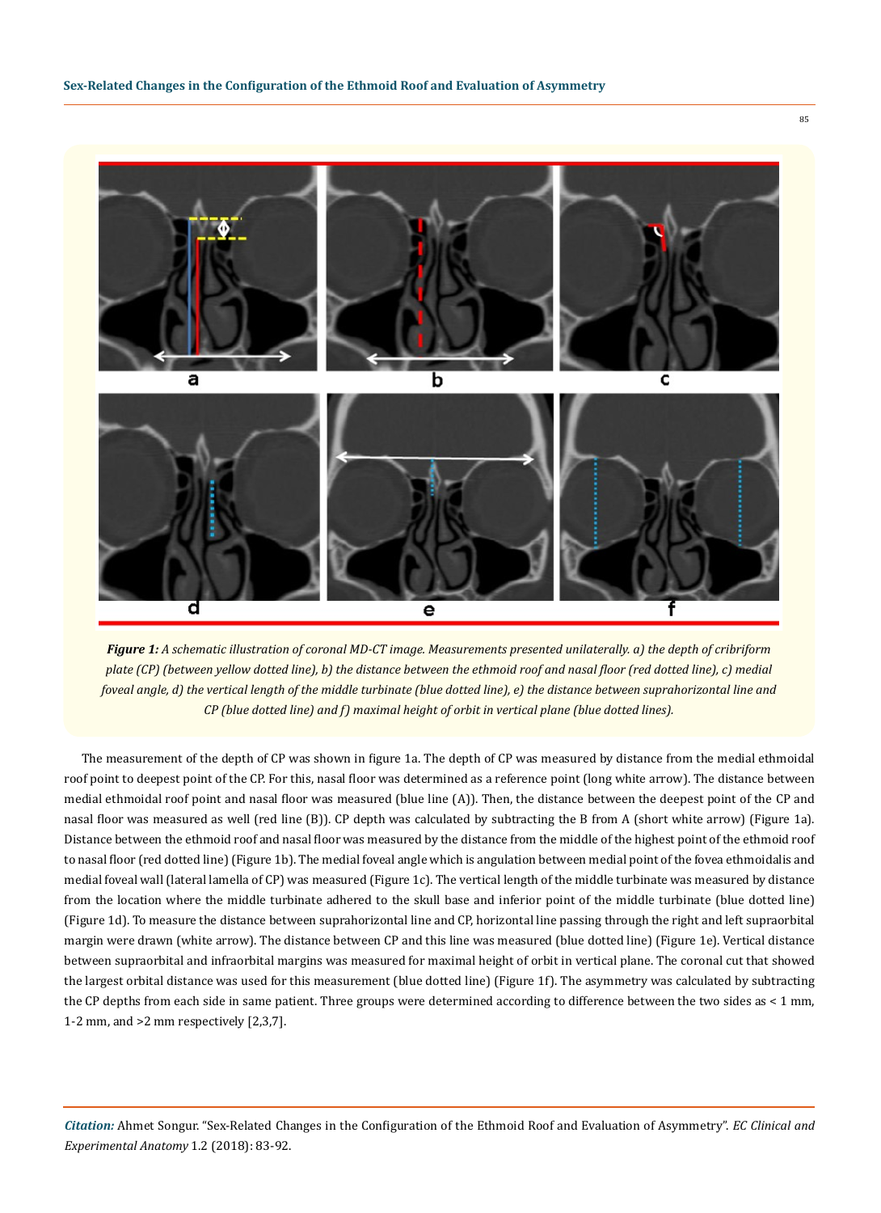*Figure 1: A schematic illustration of coronal MD-CT image. Measurements presented unilaterally. a) the depth of cribriform plate (CP) (between yellow dotted line), b) the distance between the ethmoid roof and nasal floor (red dotted line), c) medial foveal angle, d) the vertical length of the middle turbinate (blue dotted line), e) the distance between suprahorizontal line and CP (blue dotted line) and f) maximal height of orbit in vertical plane (blue dotted lines).*

The measurement of the depth of CP was shown in figure 1a. The depth of CP was measured by distance from the medial ethmoidal roof point to deepest point of the CP. For this, nasal floor was determined as a reference point (long white arrow). The distance between medial ethmoidal roof point and nasal floor was measured (blue line (A)). Then, the distance between the deepest point of the CP and nasal floor was measured as well (red line (B)). CP depth was calculated by subtracting the B from A (short white arrow) (Figure 1a). Distance between the ethmoid roof and nasal floor was measured by the distance from the middle of the highest point of the ethmoid roof to nasal floor (red dotted line) (Figure 1b). The medial foveal angle which is angulation between medial point of the fovea ethmoidalis and medial foveal wall (lateral lamella of CP) was measured (Figure 1c). The vertical length of the middle turbinate was measured by distance from the location where the middle turbinate adhered to the skull base and inferior point of the middle turbinate (blue dotted line) (Figure 1d). To measure the distance between suprahorizontal line and CP, horizontal line passing through the right and left supraorbital margin were drawn (white arrow). The distance between CP and this line was measured (blue dotted line) (Figure 1e). Vertical distance between supraorbital and infraorbital margins was measured for maximal height of orbit in vertical plane. The coronal cut that showed the largest orbital distance was used for this measurement (blue dotted line) (Figure 1f). The asymmetry was calculated by subtracting the CP depths from each side in same patient. Three groups were determined according to difference between the two sides as < 1 mm, 1-2 mm, and >2 mm respectively [2,3,7].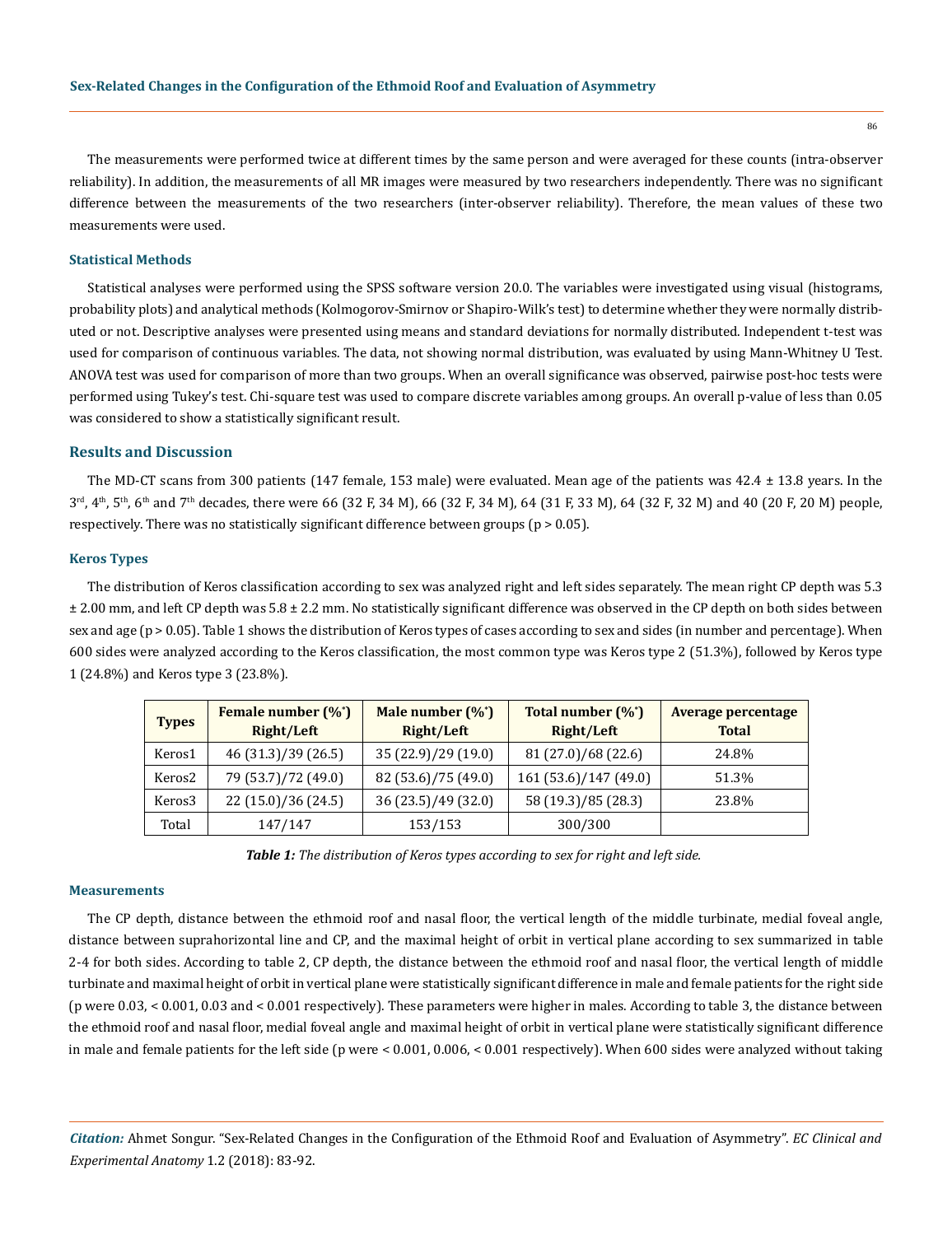The measurements were performed twice at different times by the same person and were averaged for these counts (intra-observer reliability). In addition, the measurements of all MR images were measured by two researchers independently. There was no significant difference between the measurements of the two researchers (inter-observer reliability). Therefore, the mean values of these two measurements were used.

### Statistical Methods

Statistical analyses were performed using the SPSS software version 20.0. The variables were investigated using visual (histograms, probability plots) and analytical methods (Kolmogorov-Smirnov or Shapiro-Wilk's test) to determine whether they were normally distributed or not. Descriptive analyses were presented using means and standard deviations for normally distributed. Independent t-test was used for comparison of continuous variables. The data, not showing normal distribution, was evaluated by using Mann-Whitney U Test. ANOVA test was used for comparison of more than two groups. When an overall significance was observed, pairwise post-hoc tests were performed using Tukey's test. Chi-square test was used to compare discrete variables among groups. An overall p-value of less than 0.05 was considered to show a statistically significant result.

## Results and Discussion

The MD-CT scans from 300 patients (147 female, 153 male) were evaluated. Mean age of the patients was 42.4 ± 13.8 years. In the 3rd, 4th, 5th, 6th and 7th decades, there were 66 (32 F, 34 M), 66 (32 F, 34 M), 64 (31 F, 33 M), 64 (32 F, 32 M) and 40 (20 F, 20 M) people, respectively. There was no statistically significant difference between groups ($p > 0.05$).

### Keros Types

The distribution of Keros classification according to sex was analyzed right and left sides separately. The mean right CP depth was 5.3 ± 2.00 mm, and left CP depth was 5.8 ± 2.2 mm. No statistically significant difference was observed in the CP depth on both sides between sex and age ($p > 0.05$). Table 1 shows the distribution of Keros types of cases according to sex and sides (in number and percentage). When 600 sides were analyzed according to the Keros classification, the most common type was Keros type 2 (51.3%), followed by Keros type 1 (24.8%) and Keros type 3 (23.8%).

| Types | Female number (%*) Right/Left | Male number (%*) Right/Left | Total number (%*) Right/Left | Average percentage Total |
|---|---|---|---|---|
| Keros1 | 46 (31.3)/39 (26.5) | 35 (22.9)/29 (19.0) | 81 (27.0)/68 (22.6) | 24.8% |
| Keros2 | 79 (53.7)/72 (49.0) | 82 (53.6)/75 (49.0) | 161 (53.6)/147 (49.0) | 51.3% |
| Keros3 | 22 (15.0)/36 (24.5) | 36 (23.5)/49 (32.0) | 58 (19.3)/85 (28.3) | 23.8% |
| Total | 147/147 | 153/153 | 300/300 | |

***Table 1:*** *The distribution of Keros types according to sex for right and left side.*

### Measurements

The CP depth, distance between the ethmoid roof and nasal floor, the vertical length of the middle turbinate, medial foveal angle, distance between suprahorizontal line and CP, and the maximal height of orbit in vertical plane according to sex summarized in table 2-4 for both sides. According to table 2, CP depth, the distance between the ethmoid roof and nasal floor, the vertical length of middle turbinate and maximal height of orbit in vertical plane were statistically significant difference in male and female patients for the right side (p were 0.03, < 0.001, 0.03 and < 0.001 respectively). These parameters were higher in males. According to table 3, the distance between the ethmoid roof and nasal floor, medial foveal angle and maximal height of orbit in vertical plane were statistically significant difference in male and female patients for the left side (p were < 0.001, 0.006, < 0.001 respectively). When 600 sides were analyzed without taking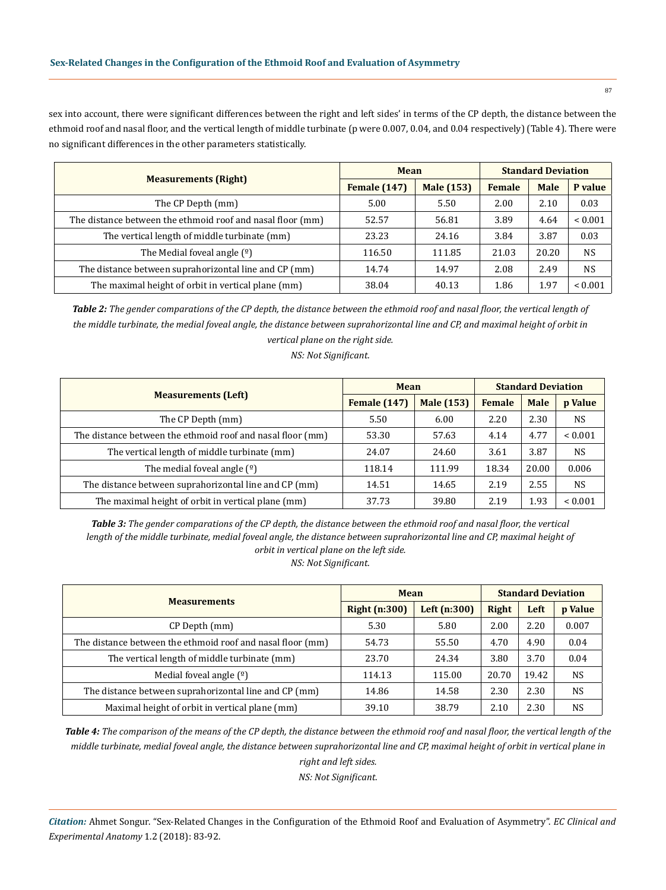sex into account, there were significant differences between the right and left sides' in terms of the CP depth, the distance between the ethmoid roof and nasal floor, and the vertical length of middle turbinate (p were 0.007, 0.04, and 0.04 respectively) (Table 4). There were no significant differences in the other parameters statistically.

| Measurements (Right) | Mean | | Standard Deviation | | |
|---|---|---|---|---|---|
| | Female (147) | Male (153) | Female | Male | P value |
| The CP Depth (mm) | 5.00 | 5.50 | 2.00 | 2.10 | 0.03 |
| The distance between the ethmoid roof and nasal floor (mm) | 52.57 | 56.81 | 3.89 | 4.64 | < 0.001 |
| The vertical length of middle turbinate (mm) | 23.23 | 24.16 | 3.84 | 3.87 | 0.03 |
| The Medial foveal angle (º) | 116.50 | 111.85 | 21.03 | 20.20 | NS |
| The distance between suprahorizontal line and CP (mm) | 14.74 | 14.97 | 2.08 | 2.49 | NS |
| The maximal height of orbit in vertical plane (mm) | 38.04 | 40.13 | 1.86 | 1.97 | < 0.001 |

***Table 2:*** *The gender comparations of the CP depth, the distance between the ethmoid roof and nasal floor, the vertical length of the middle turbinate, the medial foveal angle, the distance between suprahorizontal line and CP, and maximal height of orbit in vertical plane on the right side.*
*NS: Not Significant.*

| Measurements (Left) | Mean | | Standard Deviation | | |
|---|---|---|---|---|---|
| | Female (147) | Male (153) | Female | Male | p Value |
| The CP Depth (mm) | 5.50 | 6.00 | 2.20 | 2.30 | NS |
| The distance between the ethmoid roof and nasal floor (mm) | 53.30 | 57.63 | 4.14 | 4.77 | < 0.001 |
| The vertical length of middle turbinate (mm) | 24.07 | 24.60 | 3.61 | 3.87 | NS |
| The medial foveal angle (º) | 118.14 | 111.99 | 18.34 | 20.00 | 0.006 |
| The distance between suprahorizontal line and CP (mm) | 14.51 | 14.65 | 2.19 | 2.55 | NS |
| The maximal height of orbit in vertical plane (mm) | 37.73 | 39.80 | 2.19 | 1.93 | < 0.001 |

***Table 3:*** *The gender comparations of the CP depth, the distance between the ethmoid roof and nasal floor, the vertical length of the middle turbinate, medial foveal angle, the distance between suprahorizontal line and CP, maximal height of orbit in vertical plane on the left side.*
*NS: Not Significant.*

| Measurements | Mean | | Standard Deviation | | |
|---|---|---|---|---|---|
| | Right (n:300) | Left (n:300) | Right | Left | p Value |
| CP Depth (mm) | 5.30 | 5.80 | 2.00 | 2.20 | 0.007 |
| The distance between the ethmoid roof and nasal floor (mm) | 54.73 | 55.50 | 4.70 | 4.90 | 0.04 |
| The vertical length of middle turbinate (mm) | 23.70 | 24.34 | 3.80 | 3.70 | 0.04 |
| Medial foveal angle (º) | 114.13 | 115.00 | 20.70 | 19.42 | NS |
| The distance between suprahorizontal line and CP (mm) | 14.86 | 14.58 | 2.30 | 2.30 | NS |
| Maximal height of orbit in vertical plane (mm) | 39.10 | 38.79 | 2.10 | 2.30 | NS |

***Table 4:*** *The comparison of the means of the CP depth, the distance between the ethmoid roof and nasal floor, the vertical length of the middle turbinate, medial foveal angle, the distance between suprahorizontal line and CP, maximal height of orbit in vertical plane in right and left sides.*
*NS: Not Significant.*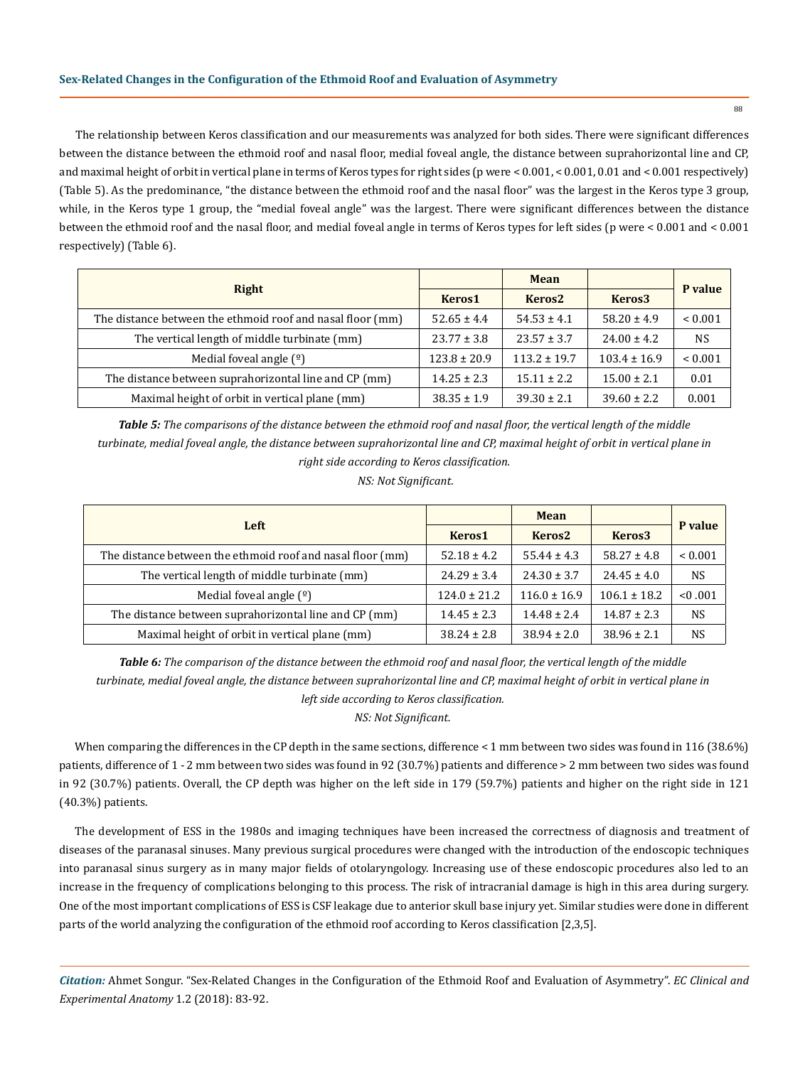The relationship between Keros classification and our measurements was analyzed for both sides. There were significant differences between the distance between the ethmoid roof and nasal floor, medial foveal angle, the distance between suprahorizontal line and CP, and maximal height of orbit in vertical plane in terms of Keros types for right sides (p were < 0.001, < 0.001, 0.01 and < 0.001 respectively) (Table 5). As the predominance, "the distance between the ethmoid roof and the nasal floor" was the largest in the Keros type 3 group, while, in the Keros type 1 group, the "medial foveal angle" was the largest. There were significant differences between the distance between the ethmoid roof and the nasal floor, and medial foveal angle in terms of Keros types for left sides (p were < 0.001 and < 0.001 respectively) (Table 6).

| Right | Mean | | | P value |
|---|---|---|---|---|
| | Keros1 | Keros2 | Keros3 | |
| The distance between the ethmoid roof and nasal floor (mm) | 52.65 ± 4.4 | 54.53 ± 4.1 | 58.20 ± 4.9 | < 0.001 |
| The vertical length of middle turbinate (mm) | 23.77 ± 3.8 | 23.57 ± 3.7 | 24.00 ± 4.2 | NS |
| Medial foveal angle (º) | 123.8 ± 20.9 | 113.2 ± 19.7 | 103.4 ± 16.9 | < 0.001 |
| The distance between suprahorizontal line and CP (mm) | 14.25 ± 2.3 | 15.11 ± 2.2 | 15.00 ± 2.1 | 0.01 |
| Maximal height of orbit in vertical plane (mm) | 38.35 ± 1.9 | 39.30 ± 2.1 | 39.60 ± 2.2 | 0.001 |

***Table 5:*** *The comparisons of the distance between the ethmoid roof and nasal floor, the vertical length of the middle turbinate, medial foveal angle, the distance between suprahorizontal line and CP, maximal height of orbit in vertical plane in right side according to Keros classification.*

*NS: Not Significant.*

| Left | Mean | | | P value |
|---|---|---|---|---|
| | Keros1 | Keros2 | Keros3 | |
| The distance between the ethmoid roof and nasal floor (mm) | 52.18 ± 4.2 | 55.44 ± 4.3 | 58.27 ± 4.8 | < 0.001 |
| The vertical length of middle turbinate (mm) | 24.29 ± 3.4 | 24.30 ± 3.7 | 24.45 ± 4.0 | NS |
| Medial foveal angle (º) | 124.0 ± 21.2 | 116.0 ± 16.9 | 106.1 ± 18.2 | <0 .001 |
| The distance between suprahorizontal line and CP (mm) | 14.45 ± 2.3 | 14.48 ± 2.4 | 14.87 ± 2.3 | NS |
| Maximal height of orbit in vertical plane (mm) | 38.24 ± 2.8 | 38.94 ± 2.0 | 38.96 ± 2.1 | NS |

***Table 6:*** *The comparison of the distance between the ethmoid roof and nasal floor, the vertical length of the middle turbinate, medial foveal angle, the distance between suprahorizontal line and CP, maximal height of orbit in vertical plane in left side according to Keros classification.*

*NS: Not Significant.*

When comparing the differences in the CP depth in the same sections, difference < 1 mm between two sides was found in 116 (38.6%) patients, difference of 1 - 2 mm between two sides was found in 92 (30.7%) patients and difference > 2 mm between two sides was found in 92 (30.7%) patients. Overall, the CP depth was higher on the left side in 179 (59.7%) patients and higher on the right side in 121 (40.3%) patients.

The development of ESS in the 1980s and imaging techniques have been increased the correctness of diagnosis and treatment of diseases of the paranasal sinuses. Many previous surgical procedures were changed with the introduction of the endoscopic techniques into paranasal sinus surgery as in many major fields of otolaryngology. Increasing use of these endoscopic procedures also led to an increase in the frequency of complications belonging to this process. The risk of intracranial damage is high in this area during surgery. One of the most important complications of ESS is CSF leakage due to anterior skull base injury yet. Similar studies were done in different parts of the world analyzing the configuration of the ethmoid roof according to Keros classification [2,3,5].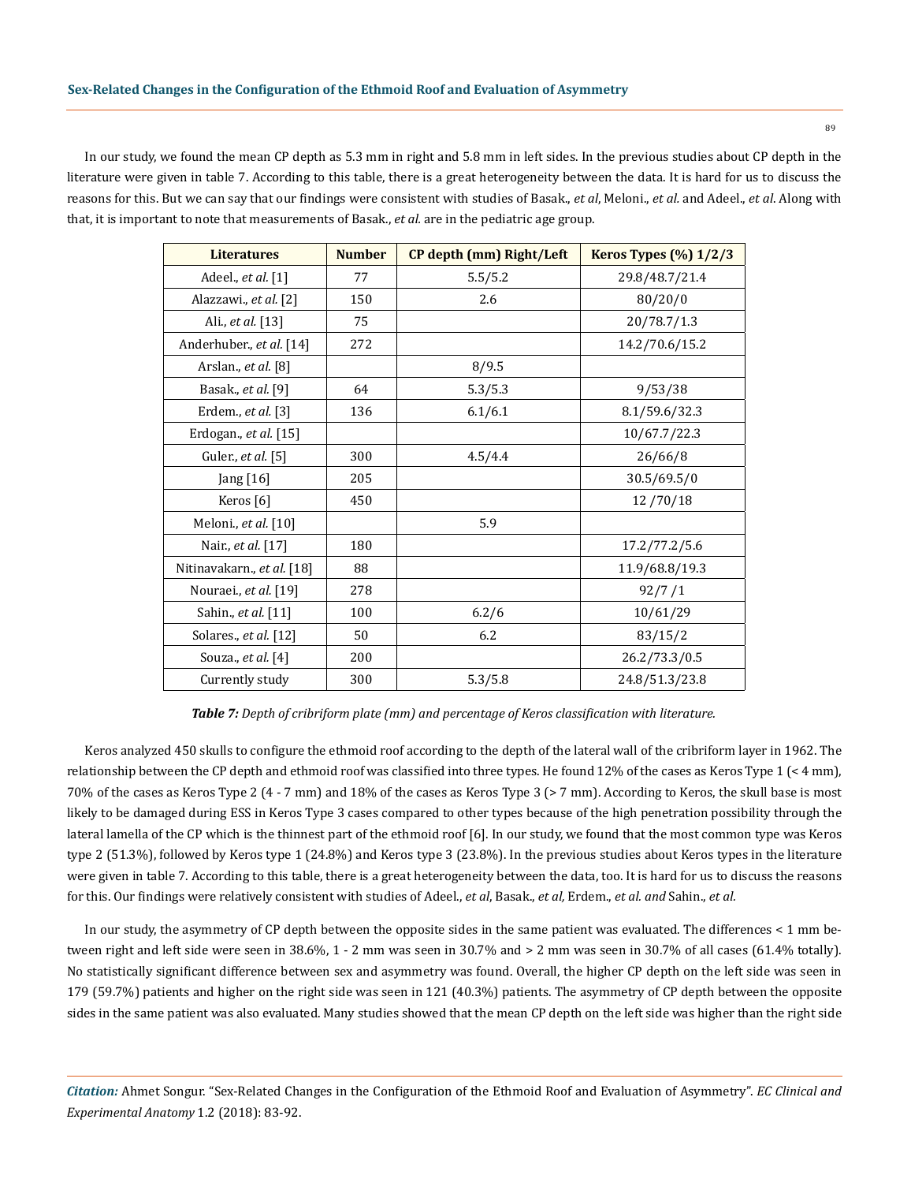In our study, we found the mean CP depth as 5.3 mm in right and 5.8 mm in left sides. In the previous studies about CP depth in the literature were given in table 7. According to this table, there is a great heterogeneity between the data. It is hard for us to discuss the reasons for this. But we can say that our findings were consistent with studies of Basak., *et al*, Meloni., *et al.* and Adeel., *et al*. Along with that, it is important to note that measurements of Basak., *et al.* are in the pediatric age group.

| Literatures | Number | CP depth (mm) Right/Left | Keros Types (%) 1/2/3 |
|---|---|---|---|
| Adeel., *et al.* [1] | 77 | 5.5/5.2 | 29.8/48.7/21.4 |
| Alazzawi., *et al.* [2] | 150 | 2.6 | 80/20/0 |
| Ali., *et al.* [13] | 75 | | 20/78.7/1.3 |
| Anderhuber., *et al.* [14] | 272 | | 14.2/70.6/15.2 |
| Arslan., *et al.* [8] | | 8/9.5 | |
| Basak., *et al.* [9] | 64 | 5.3/5.3 | 9/53/38 |
| Erdem., *et al.* [3] | 136 | 6.1/6.1 | 8.1/59.6/32.3 |
| Erdogan., *et al.* [15] | | | 10/67.7/22.3 |
| Guler., *et al.* [5] | 300 | 4.5/4.4 | 26/66/8 |
| Jang [16] | 205 | | 30.5/69.5/0 |
| Keros [6] | 450 | | 12 /70/18 |
| Meloni., *et al.* [10] | | 5.9 | |
| Nair., *et al.* [17] | 180 | | 17.2/77.2/5.6 |
| Nitinavakarn., *et al.* [18] | 88 | | 11.9/68.8/19.3 |
| Nouraei., *et al.* [19] | 278 | | 92/7 /1 |
| Sahin., *et al.* [11] | 100 | 6.2/6 | 10/61/29 |
| Solares., *et al.* [12] | 50 | 6.2 | 83/15/2 |
| Souza., *et al.* [4] | 200 | | 26.2/73.3/0.5 |
| Currently study | 300 | 5.3/5.8 | 24.8/51.3/23.8 |

***Table 7:*** *Depth of cribriform plate (mm) and percentage of Keros classification with literature.*

Keros analyzed 450 skulls to configure the ethmoid roof according to the depth of the lateral wall of the cribriform layer in 1962. The relationship between the CP depth and ethmoid roof was classified into three types. He found 12% of the cases as Keros Type 1 (< 4 mm), 70% of the cases as Keros Type 2 (4 - 7 mm) and 18% of the cases as Keros Type 3 (> 7 mm). According to Keros, the skull base is most likely to be damaged during ESS in Keros Type 3 cases compared to other types because of the high penetration possibility through the lateral lamella of the CP which is the thinnest part of the ethmoid roof [6]. In our study, we found that the most common type was Keros type 2 (51.3%), followed by Keros type 1 (24.8%) and Keros type 3 (23.8%). In the previous studies about Keros types in the literature were given in table 7. According to this table, there is a great heterogeneity between the data, too. It is hard for us to discuss the reasons for this. Our findings were relatively consistent with studies of Adeel., *et al*, Basak., *et al,* Erdem., *et al. and* Sahin., *et al.*

In our study, the asymmetry of CP depth between the opposite sides in the same patient was evaluated. The differences < 1 mm between right and left side were seen in 38.6%, 1 - 2 mm was seen in 30.7% and > 2 mm was seen in 30.7% of all cases (61.4% totally). No statistically significant difference between sex and asymmetry was found. Overall, the higher CP depth on the left side was seen in 179 (59.7%) patients and higher on the right side was seen in 121 (40.3%) patients. The asymmetry of CP depth between the opposite sides in the same patient was also evaluated. Many studies showed that the mean CP depth on the left side was higher than the right side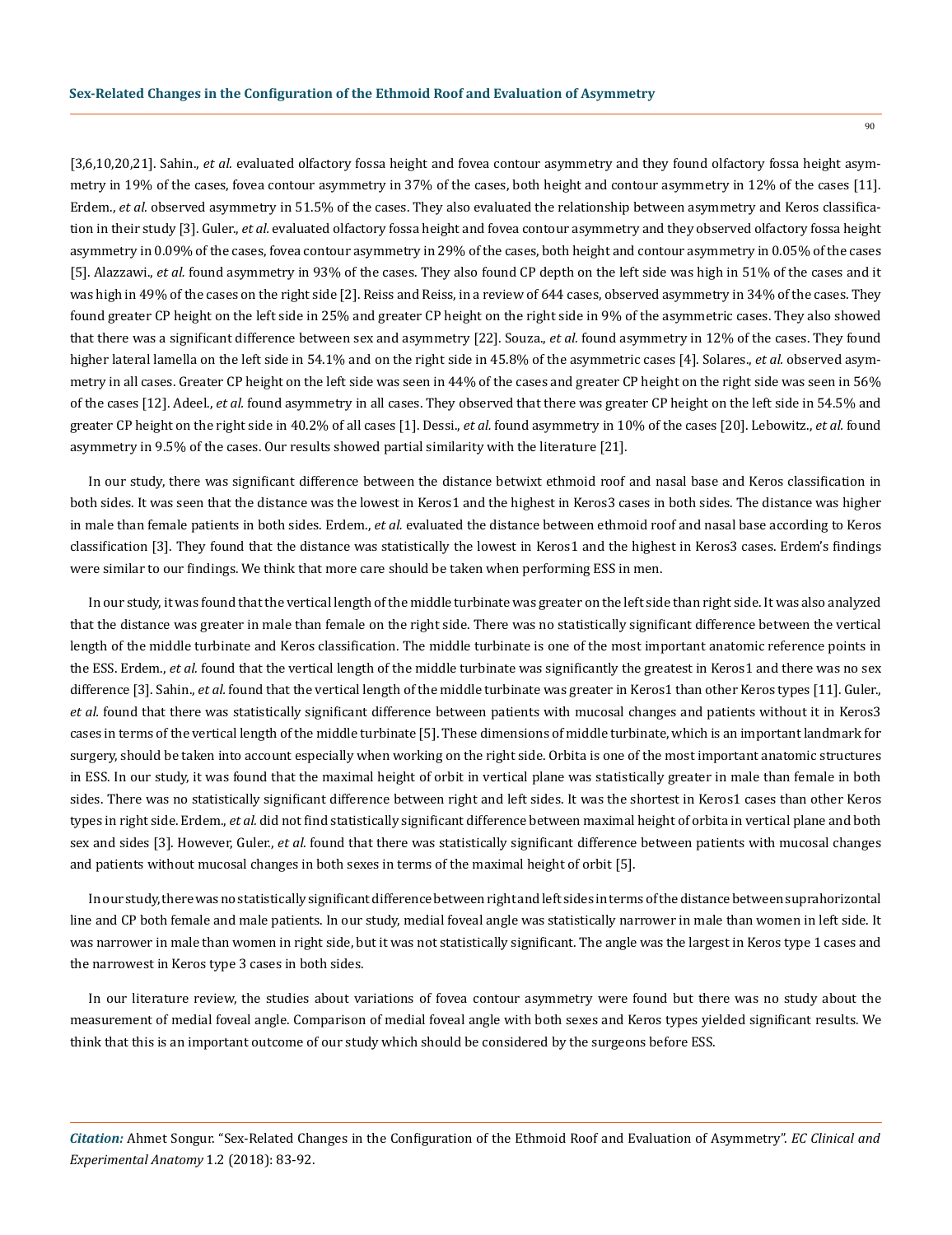[3,6,10,20,21]. Sahin., *et al.* evaluated olfactory fossa height and fovea contour asymmetry and they found olfactory fossa height asymmetry in 19% of the cases, fovea contour asymmetry in 37% of the cases, both height and contour asymmetry in 12% of the cases [11]. Erdem., *et al.* observed asymmetry in 51.5% of the cases. They also evaluated the relationship between asymmetry and Keros classification in their study [3]. Guler., *et al.* evaluated olfactory fossa height and fovea contour asymmetry and they observed olfactory fossa height asymmetry in 0.09% of the cases, fovea contour asymmetry in 29% of the cases, both height and contour asymmetry in 0.05% of the cases [5]. Alazzawi., *et al.* found asymmetry in 93% of the cases. They also found CP depth on the left side was high in 51% of the cases and it was high in 49% of the cases on the right side [2]. Reiss and Reiss, in a review of 644 cases, observed asymmetry in 34% of the cases. They found greater CP height on the left side in 25% and greater CP height on the right side in 9% of the asymmetric cases. They also showed that there was a significant difference between sex and asymmetry [22]. Souza., *et al.* found asymmetry in 12% of the cases. They found higher lateral lamella on the left side in 54.1% and on the right side in 45.8% of the asymmetric cases [4]. Solares., *et al.* observed asymmetry in all cases. Greater CP height on the left side was seen in 44% of the cases and greater CP height on the right side was seen in 56% of the cases [12]. Adeel., *et al.* found asymmetry in all cases. They observed that there was greater CP height on the left side in 54.5% and greater CP height on the right side in 40.2% of all cases [1]. Dessi., *et al.* found asymmetry in 10% of the cases [20]. Lebowitz., *et al.* found asymmetry in 9.5% of the cases. Our results showed partial similarity with the literature [21].

In our study, there was significant difference between the distance betwixt ethmoid roof and nasal base and Keros classification in both sides. It was seen that the distance was the lowest in Keros1 and the highest in Keros3 cases in both sides. The distance was higher in male than female patients in both sides. Erdem., *et al.* evaluated the distance between ethmoid roof and nasal base according to Keros classification [3]. They found that the distance was statistically the lowest in Keros1 and the highest in Keros3 cases. Erdem's findings were similar to our findings. We think that more care should be taken when performing ESS in men.

In our study, it was found that the vertical length of the middle turbinate was greater on the left side than right side. It was also analyzed that the distance was greater in male than female on the right side. There was no statistically significant difference between the vertical length of the middle turbinate and Keros classification. The middle turbinate is one of the most important anatomic reference points in the ESS. Erdem., *et al.* found that the vertical length of the middle turbinate was significantly the greatest in Keros1 and there was no sex difference [3]. Sahin., *et al.* found that the vertical length of the middle turbinate was greater in Keros1 than other Keros types [11]. Guler., *et al.* found that there was statistically significant difference between patients with mucosal changes and patients without it in Keros3 cases in terms of the vertical length of the middle turbinate [5]. These dimensions of middle turbinate, which is an important landmark for surgery, should be taken into account especially when working on the right side. Orbita is one of the most important anatomic structures in ESS. In our study, it was found that the maximal height of orbit in vertical plane was statistically greater in male than female in both sides. There was no statistically significant difference between right and left sides. It was the shortest in Keros1 cases than other Keros types in right side. Erdem., *et al.* did not find statistically significant difference between maximal height of orbita in vertical plane and both sex and sides [3]. However, Guler., *et al.* found that there was statistically significant difference between patients with mucosal changes and patients without mucosal changes in both sexes in terms of the maximal height of orbit [5].

In our study, there was no statistically significant difference between right and left sides in terms of the distance between suprahorizontal line and CP both female and male patients. In our study, medial foveal angle was statistically narrower in male than women in left side. It was narrower in male than women in right side, but it was not statistically significant. The angle was the largest in Keros type 1 cases and the narrowest in Keros type 3 cases in both sides.

In our literature review, the studies about variations of fovea contour asymmetry were found but there was no study about the measurement of medial foveal angle. Comparison of medial foveal angle with both sexes and Keros types yielded significant results. We think that this is an important outcome of our study which should be considered by the surgeons before ESS.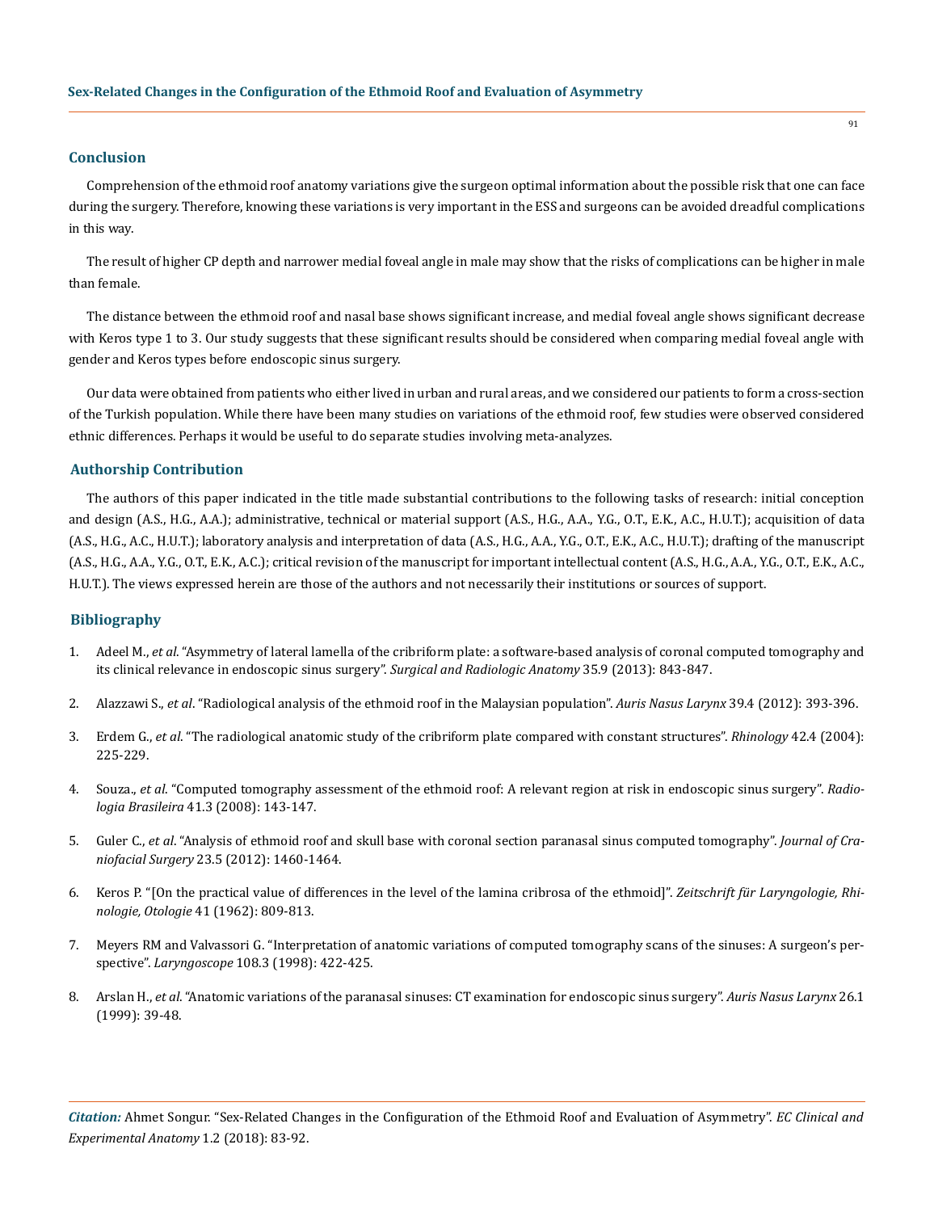## Conclusion

Comprehension of the ethmoid roof anatomy variations give the surgeon optimal information about the possible risk that one can face during the surgery. Therefore, knowing these variations is very important in the ESS and surgeons can be avoided dreadful complications in this way.

The result of higher CP depth and narrower medial foveal angle in male may show that the risks of complications can be higher in male than female.

The distance between the ethmoid roof and nasal base shows significant increase, and medial foveal angle shows significant decrease with Keros type 1 to 3. Our study suggests that these significant results should be considered when comparing medial foveal angle with gender and Keros types before endoscopic sinus surgery.

Our data were obtained from patients who either lived in urban and rural areas, and we considered our patients to form a cross-section of the Turkish population. While there have been many studies on variations of the ethmoid roof, few studies were observed considered ethnic differences. Perhaps it would be useful to do separate studies involving meta-analyzes.

## Authorship Contribution

The authors of this paper indicated in the title made substantial contributions to the following tasks of research: initial conception and design (A.S., H.G., A.A.); administrative, technical or material support (A.S., H.G., A.A., Y.G., O.T., E.K., A.C., H.U.T.); acquisition of data (A.S., H.G., A.C., H.U.T.); laboratory analysis and interpretation of data (A.S., H.G., A.A., Y.G., O.T., E.K., A.C., H.U.T.); drafting of the manuscript (A.S., H.G., A.A., Y.G., O.T., E.K., A.C.); critical revision of the manuscript for important intellectual content (A.S., H.G., A.A., Y.G., O.T., E.K., A.C., H.U.T.). The views expressed herein are those of the authors and not necessarily their institutions or sources of support.

## Bibliography

1. Adeel M., *et al*. "Asymmetry of lateral lamella of the cribriform plate: a software-based analysis of coronal computed tomography and its clinical relevance in endoscopic sinus surgery". *Surgical and Radiologic Anatomy* 35.9 (2013): 843-847.
2. Alazzawi S., *et al*. "Radiological analysis of the ethmoid roof in the Malaysian population". *Auris Nasus Larynx* 39.4 (2012): 393-396.
3. Erdem G., *et al*. "The radiological anatomic study of the cribriform plate compared with constant structures". *Rhinology* 42.4 (2004): 225-229.
4. Souza., *et al*. "Computed tomography assessment of the ethmoid roof: A relevant region at risk in endoscopic sinus surgery". *Radiologia Brasileira* 41.3 (2008): 143-147.
5. Guler C., *et al*. "Analysis of ethmoid roof and skull base with coronal section paranasal sinus computed tomography". *Journal of Craniofacial Surgery* 23.5 (2012): 1460-1464.
6. Keros P. "[On the practical value of differences in the level of the lamina cribrosa of the ethmoid]". *Zeitschrift für Laryngologie, Rhinologie, Otologie* 41 (1962): 809-813.
7. Meyers RM and Valvassori G. "Interpretation of anatomic variations of computed tomography scans of the sinuses: A surgeon's perspective". *Laryngoscope* 108.3 (1998): 422-425.
8. Arslan H., *et al*. "Anatomic variations of the paranasal sinuses: CT examination for endoscopic sinus surgery". *Auris Nasus Larynx* 26.1 (1999): 39-48.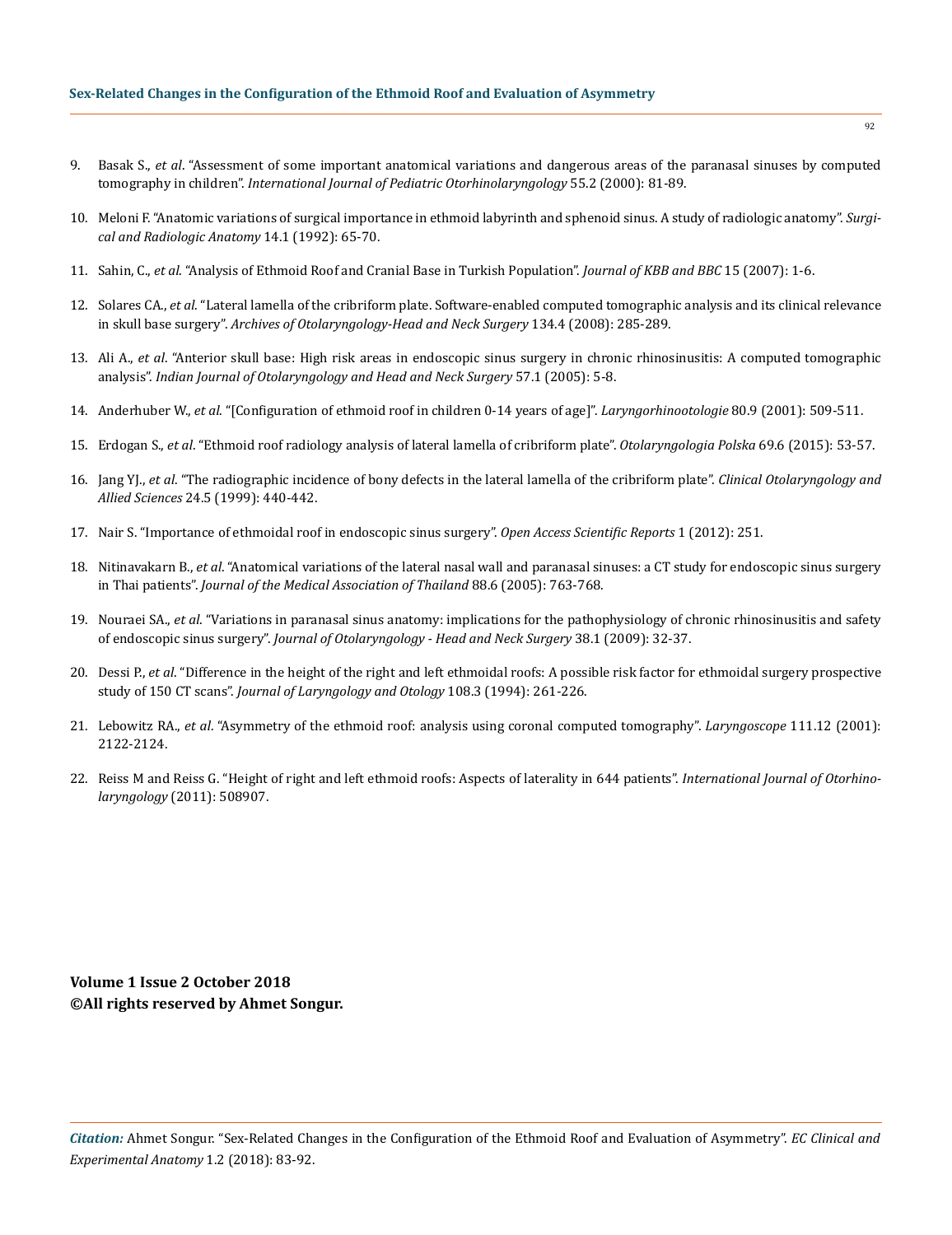9. Basak S., *et al*. "Assessment of some important anatomical variations and dangerous areas of the paranasal sinuses by computed tomography in children". *International Journal of Pediatric Otorhinolaryngology* 55.2 (2000): 81-89.

10. Meloni F. "Anatomic variations of surgical importance in ethmoid labyrinth and sphenoid sinus. A study of radiologic anatomy". *Surgical and Radiologic Anatomy* 14.1 (1992): 65-70.

11. Sahin, C., *et al*. "Analysis of Ethmoid Roof and Cranial Base in Turkish Population". *Journal of KBB and BBC* 15 (2007): 1-6.

12. Solares CA., *et al*. "Lateral lamella of the cribriform plate. Software-enabled computed tomographic analysis and its clinical relevance in skull base surgery". *Archives of Otolaryngology-Head and Neck Surgery* 134.4 (2008): 285-289.

13. Ali A., *et al*. "Anterior skull base: High risk areas in endoscopic sinus surgery in chronic rhinosinusitis: A computed tomographic analysis". *Indian Journal of Otolaryngology and Head and Neck Surgery* 57.1 (2005): 5-8.

14. Anderhuber W., *et al.* "[Configuration of ethmoid roof in children 0-14 years of age]". *Laryngorhinootologie* 80.9 (2001): 509-511.

15. Erdogan S., *et al*. "Ethmoid roof radiology analysis of lateral lamella of cribriform plate". *Otolaryngologia Polska* 69.6 (2015): 53-57.

16. Jang YJ., *et al*. "The radiographic incidence of bony defects in the lateral lamella of the cribriform plate". *Clinical Otolaryngology and Allied Sciences* 24.5 (1999): 440-442.

17. Nair S. "Importance of ethmoidal roof in endoscopic sinus surgery". *Open Access Scientific Reports* 1 (2012): 251.

18. Nitinavakarn B., *et al*. "Anatomical variations of the lateral nasal wall and paranasal sinuses: a CT study for endoscopic sinus surgery in Thai patients". *Journal of the Medical Association of Thailand* 88.6 (2005): 763-768.

19. Nouraei SA., *et al*. "Variations in paranasal sinus anatomy: implications for the pathophysiology of chronic rhinosinusitis and safety of endoscopic sinus surgery". *Journal of Otolaryngology - Head and Neck Surgery* 38.1 (2009): 32-37.

20. Dessi P., *et al*. "Difference in the height of the right and left ethmoidal roofs: A possible risk factor for ethmoidal surgery prospective study of 150 CT scans". *Journal of Laryngology and Otology* 108.3 (1994): 261-226.

21. Lebowitz RA., *et al*. "Asymmetry of the ethmoid roof: analysis using coronal computed tomography". *Laryngoscope* 111.12 (2001): 2122-2124.

22. Reiss M and Reiss G. "Height of right and left ethmoid roofs: Aspects of laterality in 644 patients". *International Journal of Otorhinolaryngology* (2011): 508907.

**Volume 1 Issue 2 October 2018**
**©All rights reserved by Ahmet Songur.**